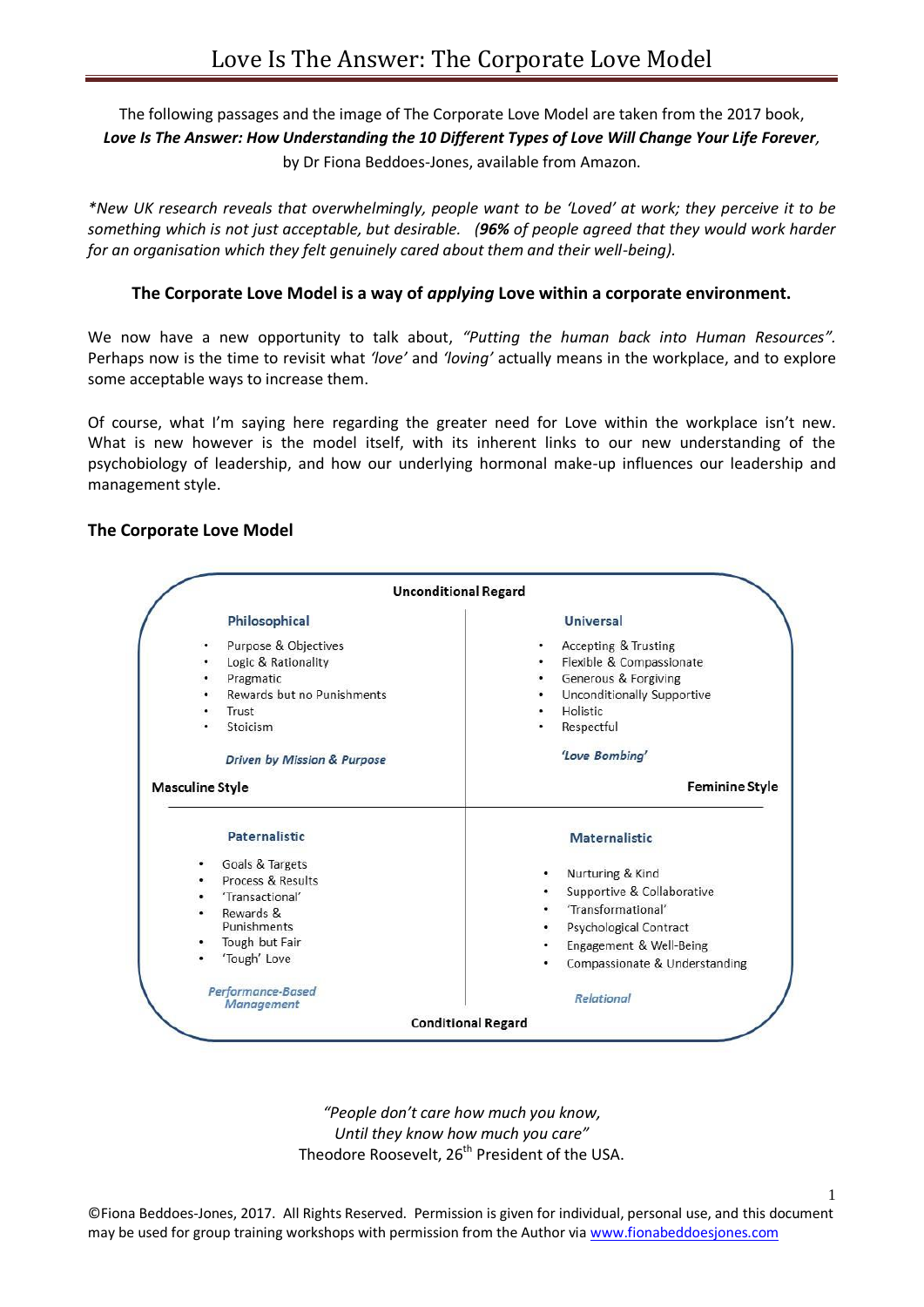# Love Is The Answer: The Corporate Love Model

The following passages and the image of The Corporate Love Model are taken from the 2017 book, ***Love Is The Answer: How Understanding the 10 Different Types of Love Will Change Your Life Forever,*** by Dr Fiona Beddoes-Jones, available from Amazon.

*\*New UK research reveals that overwhelmingly, people want to be 'Loved' at work; they perceive it to be something which is not just acceptable, but desirable. (**96%** of people agreed that they would work harder for an organisation which they felt genuinely cared about them and their well-being).*

**The Corporate Love Model is a way of *applying* Love within a corporate environment.**

We now have a new opportunity to talk about, *"Putting the human back into Human Resources".* Perhaps now is the time to revisit what *'love'* and *'loving'* actually means in the workplace, and to explore some acceptable ways to increase them.

Of course, what I'm saying here regarding the greater need for Love within the workplace isn't new. What is new however is the model itself, with its inherent links to our new understanding of the psychobiology of leadership, and how our underlying hormonal make-up influences our leadership and management style.

## The Corporate Love Model

**Unconditional Regard**

| **Masculine Style** | **Feminine Style** |
|---|---|
| **Philosophical**<br>• Purpose & Objectives<br>• Logic & Rationality<br>• Pragmatic<br>• Rewards but no Punishments<br>• Trust<br>• Stoicism<br>*Driven by Mission & Purpose* | **Universal**<br>• Accepting & Trusting<br>• Flexible & Compassionate<br>• Generous & Forgiving<br>• Unconditionally Supportive<br>• Holistic<br>• Respectful<br>*'Love Bombing'* |
| **Paternalistic**<br>• Goals & Targets<br>• Process & Results<br>• 'Transactional'<br>• Rewards & Punishments<br>• Tough but Fair<br>• 'Tough' Love<br>*Performance-Based Management* | **Maternalistic**<br>• Nurturing & Kind<br>• Supportive & Collaborative<br>• 'Transformational'<br>• Psychological Contract<br>• Engagement & Well-Being<br>• Compassionate & Understanding<br>*Relational* |

**Conditional Regard**

*"People don't care how much you know,*
*Until they know how much you care"*
Theodore Roosevelt, 26th President of the USA.

©Fiona Beddoes-Jones, 2017. All Rights Reserved. Permission is given for individual, personal use, and this document may be used for group training workshops with permission from the Author via www.fionabeddoesjones.com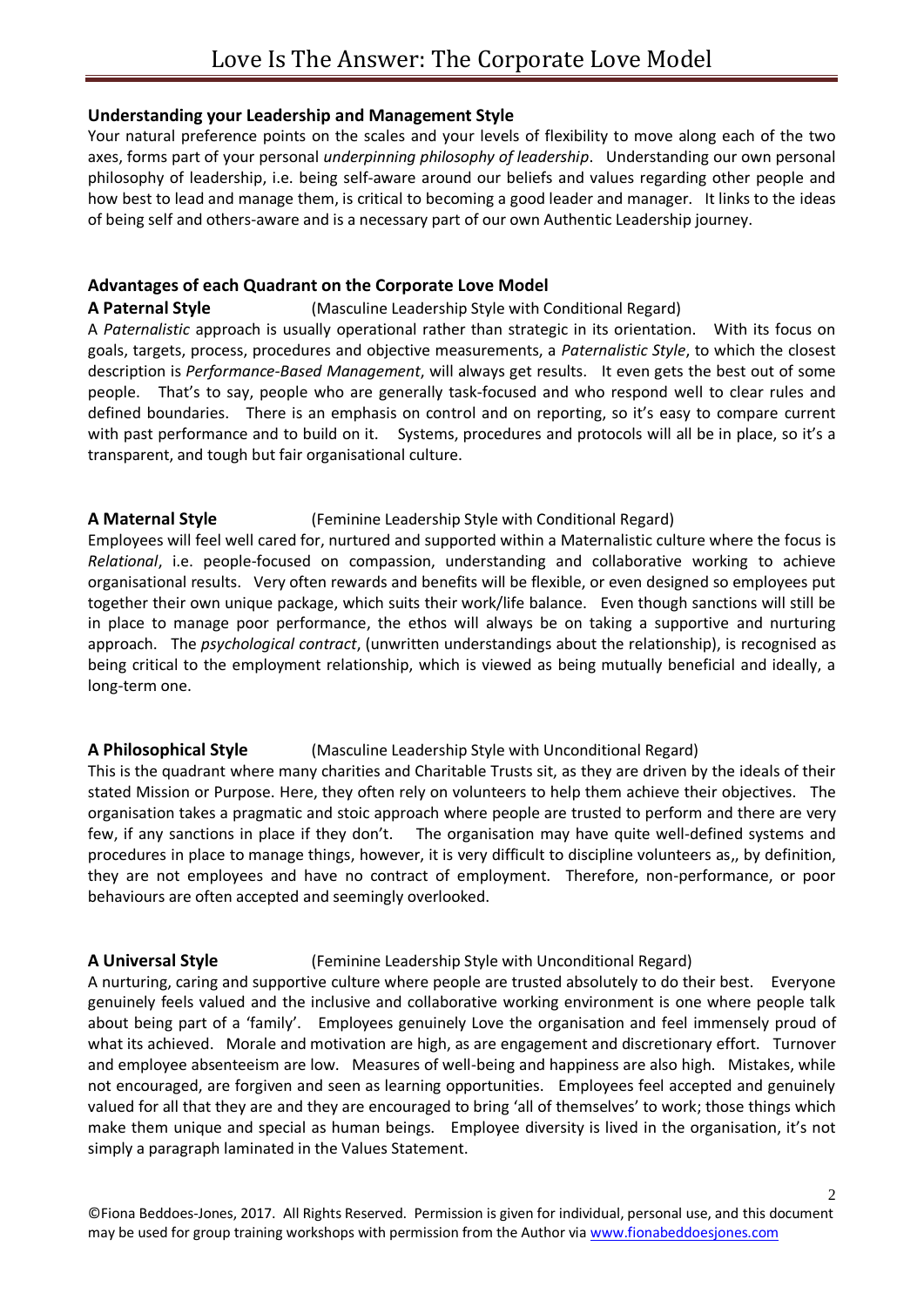### Understanding your Leadership and Management Style

Your natural preference points on the scales and your levels of flexibility to move along each of the two axes, forms part of your personal *underpinning philosophy of leadership*. Understanding our own personal philosophy of leadership, i.e. being self-aware around our beliefs and values regarding other people and how best to lead and manage them, is critical to becoming a good leader and manager. It links to the ideas of being self and others-aware and is a necessary part of our own Authentic Leadership journey.

### Advantages of each Quadrant on the Corporate Love Model

**A Paternal Style** (Masculine Leadership Style with Conditional Regard)

A *Paternalistic* approach is usually operational rather than strategic in its orientation. With its focus on goals, targets, process, procedures and objective measurements, a *Paternalistic Style*, to which the closest description is *Performance-Based Management*, will always get results. It even gets the best out of some people. That's to say, people who are generally task-focused and who respond well to clear rules and defined boundaries. There is an emphasis on control and on reporting, so it's easy to compare current with past performance and to build on it. Systems, procedures and protocols will all be in place, so it's a transparent, and tough but fair organisational culture.

**A Maternal Style** (Feminine Leadership Style with Conditional Regard)

Employees will feel well cared for, nurtured and supported within a Maternalistic culture where the focus is *Relational*, i.e. people-focused on compassion, understanding and collaborative working to achieve organisational results. Very often rewards and benefits will be flexible, or even designed so employees put together their own unique package, which suits their work/life balance. Even though sanctions will still be in place to manage poor performance, the ethos will always be on taking a supportive and nurturing approach. The *psychological contract*, (unwritten understandings about the relationship), is recognised as being critical to the employment relationship, which is viewed as being mutually beneficial and ideally, a long-term one.

**A Philosophical Style** (Masculine Leadership Style with Unconditional Regard)

This is the quadrant where many charities and Charitable Trusts sit, as they are driven by the ideals of their stated Mission or Purpose. Here, they often rely on volunteers to help them achieve their objectives. The organisation takes a pragmatic and stoic approach where people are trusted to perform and there are very few, if any sanctions in place if they don't. The organisation may have quite well-defined systems and procedures in place to manage things, however, it is very difficult to discipline volunteers as,, by definition, they are not employees and have no contract of employment. Therefore, non-performance, or poor behaviours are often accepted and seemingly overlooked.

**A Universal Style** (Feminine Leadership Style with Unconditional Regard)

A nurturing, caring and supportive culture where people are trusted absolutely to do their best. Everyone genuinely feels valued and the inclusive and collaborative working environment is one where people talk about being part of a 'family'. Employees genuinely Love the organisation and feel immensely proud of what its achieved. Morale and motivation are high, as are engagement and discretionary effort. Turnover and employee absenteeism are low. Measures of well-being and happiness are also high. Mistakes, while not encouraged, are forgiven and seen as learning opportunities. Employees feel accepted and genuinely valued for all that they are and they are encouraged to bring 'all of themselves' to work; those things which make them unique and special as human beings. Employee diversity is lived in the organisation, it's not simply a paragraph laminated in the Values Statement.

©Fiona Beddoes-Jones, 2017. All Rights Reserved. Permission is given for individual, personal use, and this document may be used for group training workshops with permission from the Author via www.fionabeddoesjones.com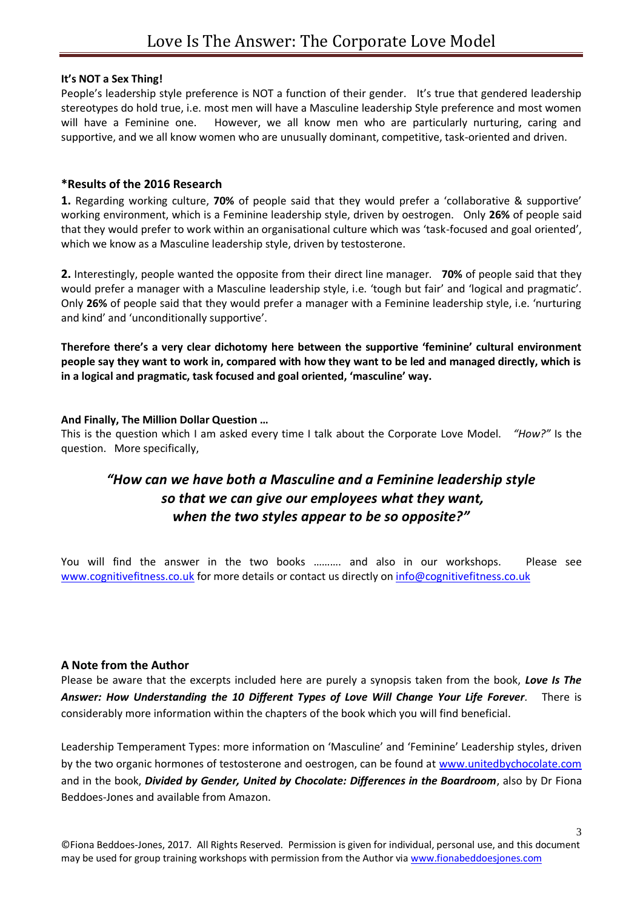**It's NOT a Sex Thing!**

People's leadership style preference is NOT a function of their gender. It's true that gendered leadership stereotypes do hold true, i.e. most men will have a Masculine leadership Style preference and most women will have a Feminine one. However, we all know men who are particularly nurturing, caring and supportive, and we all know women who are unusually dominant, competitive, task-oriented and driven.

### *Results of the 2016 Research

**1.** Regarding working culture, **70%** of people said that they would prefer a 'collaborative & supportive' working environment, which is a Feminine leadership style, driven by oestrogen. Only **26%** of people said that they would prefer to work within an organisational culture which was 'task-focused and goal oriented', which we know as a Masculine leadership style, driven by testosterone.

**2.** Interestingly, people wanted the opposite from their direct line manager. **70%** of people said that they would prefer a manager with a Masculine leadership style, i.e. 'tough but fair' and 'logical and pragmatic'. Only **26%** of people said that they would prefer a manager with a Feminine leadership style, i.e. 'nurturing and kind' and 'unconditionally supportive'.

**Therefore there's a very clear dichotomy here between the supportive 'feminine' cultural environment people say they want to work in, compared with how they want to be led and managed directly, which is in a logical and pragmatic, task focused and goal oriented, 'masculine' way.**

**And Finally, The Million Dollar Question …**

This is the question which I am asked every time I talk about the Corporate Love Model. *"How?"* Is the question. More specifically,

### *"How can we have both a Masculine and a Feminine leadership style so that we can give our employees what they want, when the two styles appear to be so opposite?"*

You will find the answer in the two books ………. and also in our workshops. Please see www.cognitivefitness.co.uk for more details or contact us directly on info@cognitivefitness.co.uk

### A Note from the Author

Please be aware that the excerpts included here are purely a synopsis taken from the book, ***Love Is The Answer: How Understanding the 10 Different Types of Love Will Change Your Life Forever***. There is considerably more information within the chapters of the book which you will find beneficial.

Leadership Temperament Types: more information on 'Masculine' and 'Feminine' Leadership styles, driven by the two organic hormones of testosterone and oestrogen, can be found at www.unitedbychocolate.com and in the book, ***Divided by Gender, United by Chocolate: Differences in the Boardroom***, also by Dr Fiona Beddoes-Jones and available from Amazon.

©Fiona Beddoes-Jones, 2017. All Rights Reserved. Permission is given for individual, personal use, and this document may be used for group training workshops with permission from the Author via www.fionabeddoesjones.com